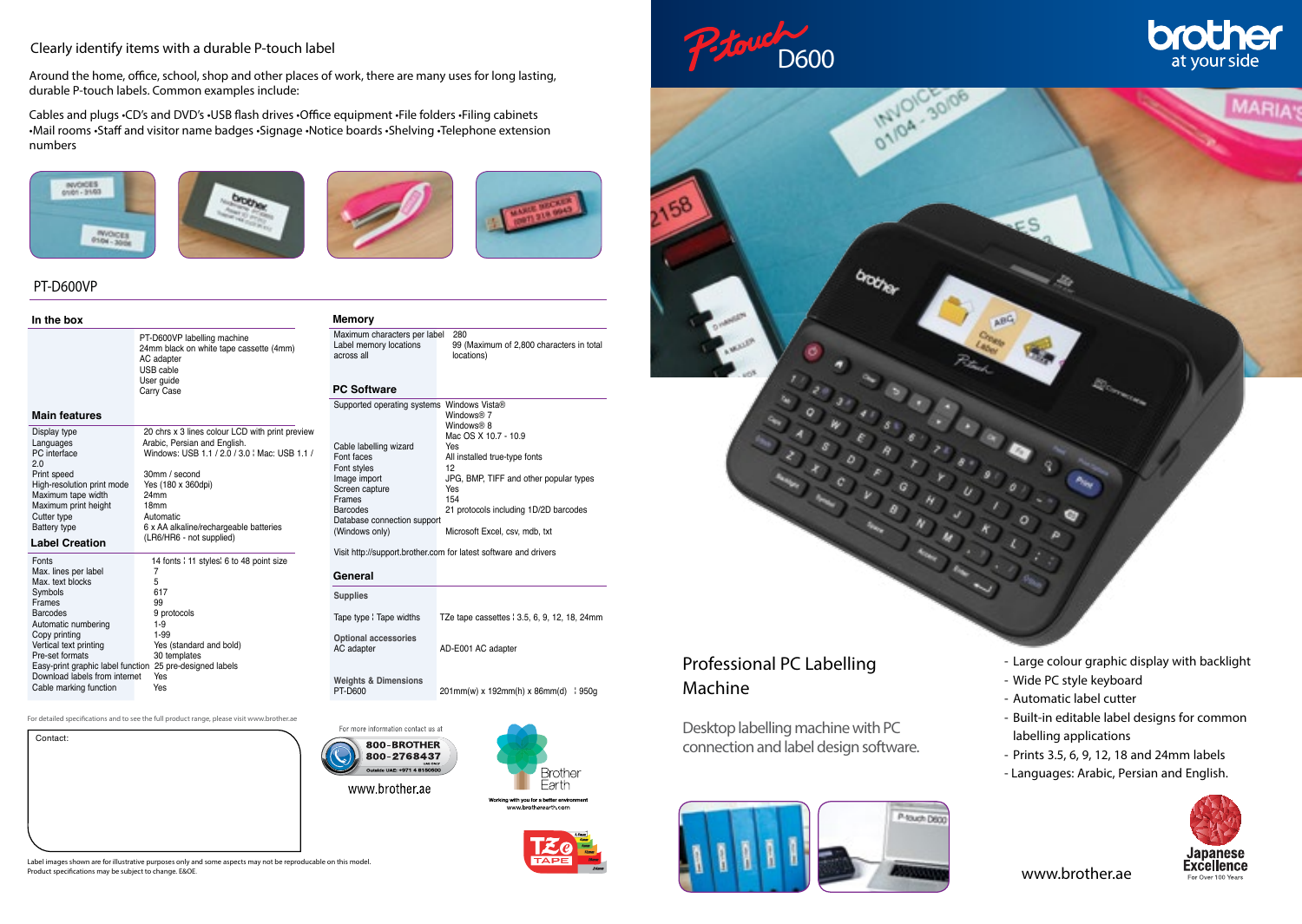Clearly identify items with a durable P-touch label

Around the home, office, school, shop and other places of work, there are many uses for long lasting, durable P-touch labels. Common examples include:

Cables and plugs •CD's and DVD's •USB flash drives •Office equipment •File folders •Filing cabinets •Mail rooms •Staff and visitor name badges •Signage •Notice boards •Shelving •Telephone extension numbers

## PT-D600VP

### In the box

| | |
|---|---|
| | PT-D600VP labelling machine |
| | 24mm black on white tape cassette (4mm) |
| | AC adapter |
| | USB cable |
| | User guide |
| | Carry Case |

### Main features

| | |
|---|---|
| Display type | 20 chrs x 3 lines colour LCD with print preview |
| Languages | Arabic, Persian and English. |
| PC interface | Windows: USB 1.1 / 2.0 / 3.0 ¦ Mac: USB 1.1 / 2.0 |
| Print speed | 30mm / second |
| High-resolution print mode | Yes (180 x 360dpi) |
| Maximum tape width | 24mm |
| Maximum print height | 18mm |
| Cutter type | Automatic |
| Battery type | 6 x AA alkaline/rechargeable batteries (LR6/HR6 - not supplied) |

### Label Creation

| | |
|---|---|
| Fonts | 14 fonts ¦ 11 styles¦ 6 to 48 point size |
| Max. lines per label | 7 |
| Max. text blocks | 5 |
| Symbols | 617 |
| Frames | 99 |
| Barcodes | 9 protocols |
| Automatic numbering | 1-9 |
| Copy printing | 1-99 |
| Vertical text printing | Yes (standard and bold) |
| Pre-set formats | 30 templates |
| Easy-print graphic label function | 25 pre-designed labels |
| Download labels from internet | Yes |
| Cable marking function | Yes |

### Memory

| | |
|---|---|
| Maximum characters per label | 280 |
| Label memory locations across all | 99 (Maximum of 2,800 characters in total locations) |

### PC Software

| | |
|---|---|
| Supported operating systems | Windows Vista® |
| | Windows® 7 |
| | Windows® 8 |
| | Mac OS X 10.7 - 10.9 |
| Cable labelling wizard | Yes |
| Font faces | All installed true-type fonts |
| Font styles | 12 |
| Image import | JPG, BMP, TIFF and other popular types |
| Screen capture | Yes |
| Frames | 154 |
| Barcodes | 21 protocols including 1D/2D barcodes |
| Database connection support (Windows only) | Microsoft Excel, csv, mdb, txt |

Visit http://support.brother.com for latest software and drivers

### General

| | |
|---|---|
| **Supplies** | |
| Tape type ¦ Tape widths | TZe tape cassettes ¦ 3.5, 6, 9, 12, 18, 24mm |
| **Optional accessories** | |
| AC adapter | AD-E001 AC adapter |
| **Weights & Dimensions** | |
| PT-D600 | 201mm(w) x 192mm(h) x 86mm(d) ¦ 950g |

For detailed specifications and to see the full product range, please visit www.brother.ae

Contact:

For more information contact us at

800-BROTHER
800-2768437
Outside UAE: +971 4 8150600

www.brother.ae

Brother Earth
Working with you for a better environment
www.brotherearth.com

Label images shown are for illustrative purposes only and some aspects may not be reproducible on this model.
Product specifications may be subject to change. E&OE.

# P-touch D600

brother at your side

## Professional PC Labelling Machine

Desktop labelling machine with PC connection and label design software.

- Large colour graphic display with backlight
- Wide PC style keyboard
- Automatic label cutter
- Built-in editable label designs for common labelling applications
- Prints 3.5, 6, 9, 12, 18 and 24mm labels
- Languages: Arabic, Persian and English.

www.brother.ae

Japanese Excellence
For Over 100 Years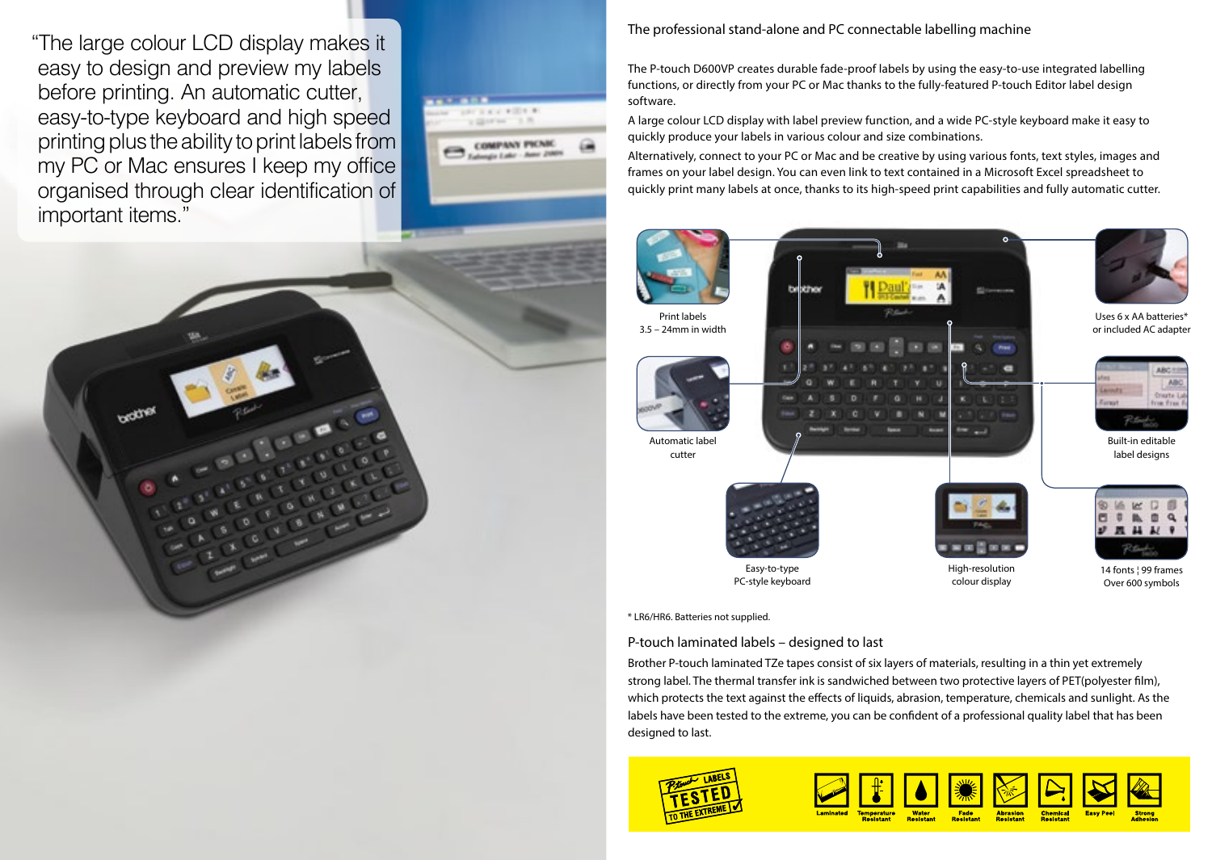“The large colour LCD display makes it easy to design and preview my labels before printing. An automatic cutter, easy-to-type keyboard and high speed printing plus the ability to print labels from my PC or Mac ensures I keep my office organised through clear identification of important items.”

## The professional stand-alone and PC connectable labelling machine

The P-touch D600VP creates durable fade-proof labels by using the easy-to-use integrated labelling functions, or directly from your PC or Mac thanks to the fully-featured P-touch Editor label design software.

A large colour LCD display with label preview function, and a wide PC-style keyboard make it easy to quickly produce your labels in various colour and size combinations.

Alternatively, connect to your PC or Mac and be creative by using various fonts, text styles, images and frames on your label design. You can even link to text contained in a Microsoft Excel spreadsheet to quickly print many labels at once, thanks to its high-speed print capabilities and fully automatic cutter.

Print labels 3.5 – 24mm in width

Uses 6 x AA batteries* or included AC adapter

Automatic label cutter

Built-in editable label designs

Easy-to-type PC-style keyboard

High-resolution colour display

14 fonts ¦ 99 frames Over 600 symbols

\* LR6/HR6. Batteries not supplied.

## P-touch laminated labels – designed to last

Brother P-touch laminated TZe tapes consist of six layers of materials, resulting in a thin yet extremely strong label. The thermal transfer ink is sandwiched between two protective layers of PET(polyester film), which protects the text against the effects of liquids, abrasion, temperature, chemicals and sunlight. As the labels have been tested to the extreme, you can be confident of a professional quality label that has been designed to last.

P-touch LABELS TESTED TO THE EXTREME

Laminated | Temperature Resistant | Water Resistant | Fade Resistant | Abrasion Resistant | Chemical Resistant | Easy Peel | Strong Adhesion